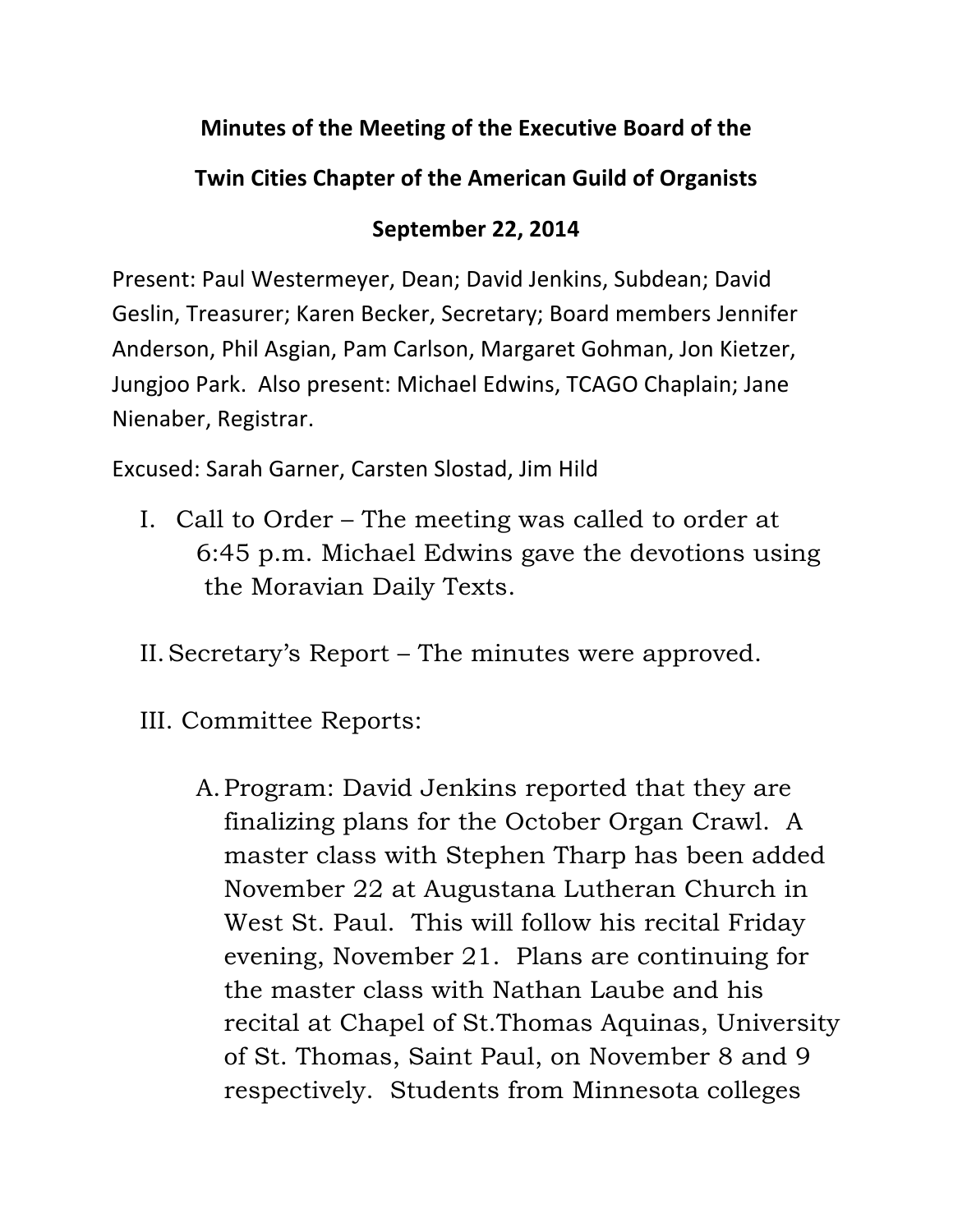**Minutes of the Meeting of the Executive Board of the**

**Twin Cities Chapter of the American Guild of Organists**

**September 22, 2014**

Present: Paul Westermeyer, Dean; David Jenkins, Subdean; David Geslin, Treasurer; Karen Becker, Secretary; Board members Jennifer Anderson, Phil Asgian, Pam Carlson, Margaret Gohman, Jon Kietzer, Jungjoo Park. Also present: Michael Edwins, TCAGO Chaplain; Jane Nienaber, Registrar.

Excused: Sarah Garner, Carsten Slostad, Jim Hild

I. Call to Order – The meeting was called to order at 6:45 p.m. Michael Edwins gave the devotions using the Moravian Daily Texts.

II. Secretary's Report – The minutes were approved.

III. Committee Reports:

A. Program: David Jenkins reported that they are finalizing plans for the October Organ Crawl. A master class with Stephen Tharp has been added November 22 at Augustana Lutheran Church in West St. Paul. This will follow his recital Friday evening, November 21. Plans are continuing for the master class with Nathan Laube and his recital at Chapel of St.Thomas Aquinas, University of St. Thomas, Saint Paul, on November 8 and 9 respectively. Students from Minnesota colleges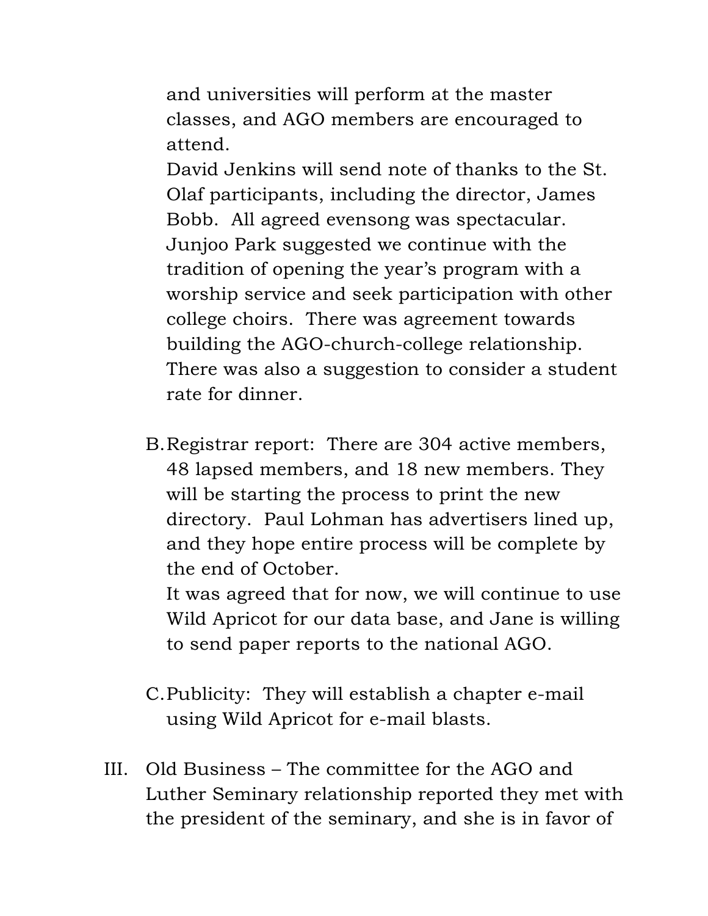and universities will perform at the master classes, and AGO members are encouraged to attend.

David Jenkins will send note of thanks to the St. Olaf participants, including the director, James Bobb. All agreed evensong was spectacular. Junjoo Park suggested we continue with the tradition of opening the year's program with a worship service and seek participation with other college choirs. There was agreement towards building the AGO-church-college relationship. There was also a suggestion to consider a student rate for dinner.

B. Registrar report: There are 304 active members, 48 lapsed members, and 18 new members. They will be starting the process to print the new directory. Paul Lohman has advertisers lined up, and they hope entire process will be complete by the end of October.

   It was agreed that for now, we will continue to use Wild Apricot for our data base, and Jane is willing to send paper reports to the national AGO.

C. Publicity: They will establish a chapter e-mail using Wild Apricot for e-mail blasts.

III. Old Business – The committee for the AGO and Luther Seminary relationship reported they met with the president of the seminary, and she is in favor of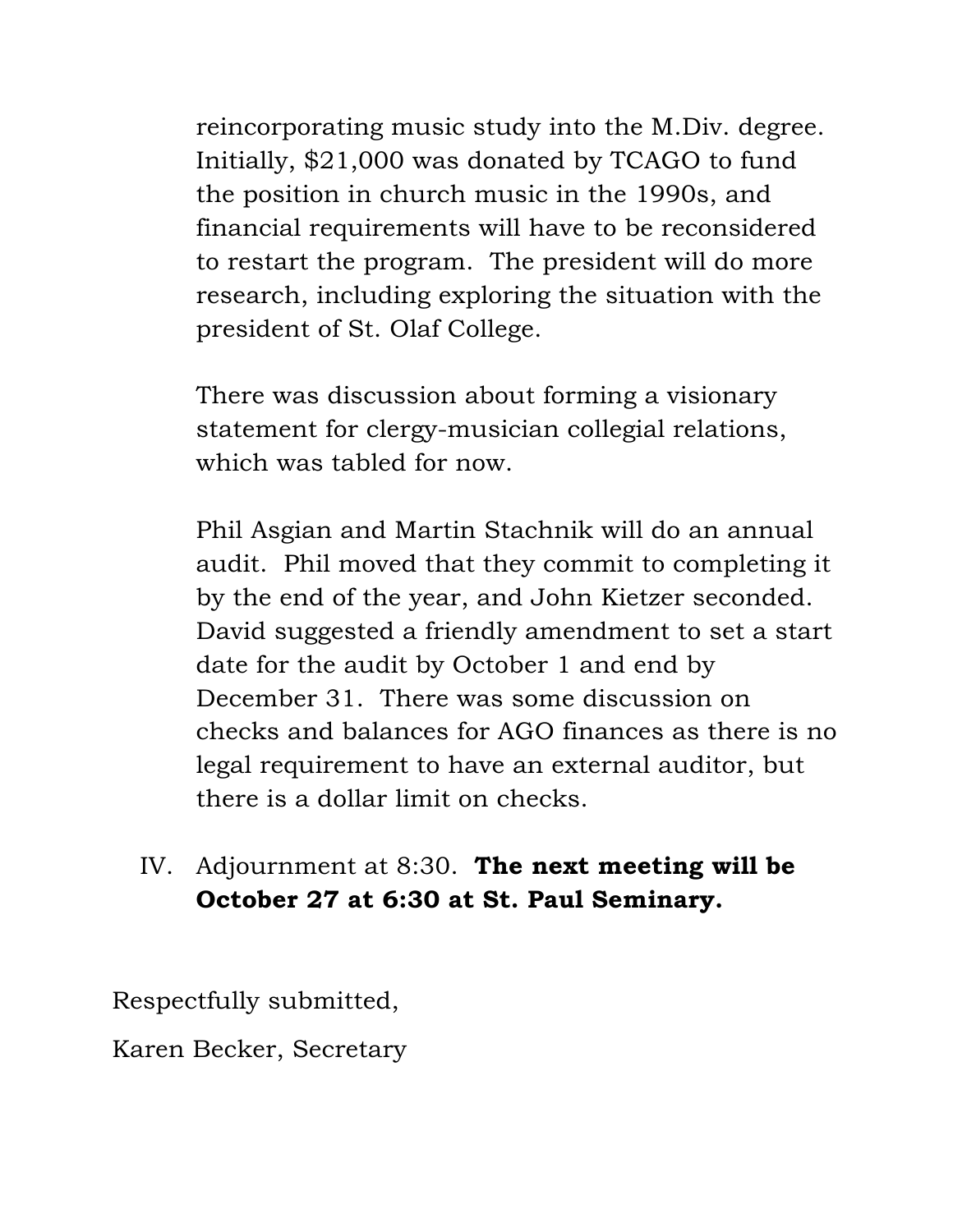reincorporating music study into the M.Div. degree. Initially, $21,000 was donated by TCAGO to fund the position in church music in the 1990s, and financial requirements will have to be reconsidered to restart the program. The president will do more research, including exploring the situation with the president of St. Olaf College.

There was discussion about forming a visionary statement for clergy-musician collegial relations, which was tabled for now.

Phil Asgian and Martin Stachnik will do an annual audit. Phil moved that they commit to completing it by the end of the year, and John Kietzer seconded. David suggested a friendly amendment to set a start date for the audit by October 1 and end by December 31. There was some discussion on checks and balances for AGO finances as there is no legal requirement to have an external auditor, but there is a dollar limit on checks.

IV. Adjournment at 8:30. **The next meeting will be October 27 at 6:30 at St. Paul Seminary.**

Respectfully submitted,

Karen Becker, Secretary